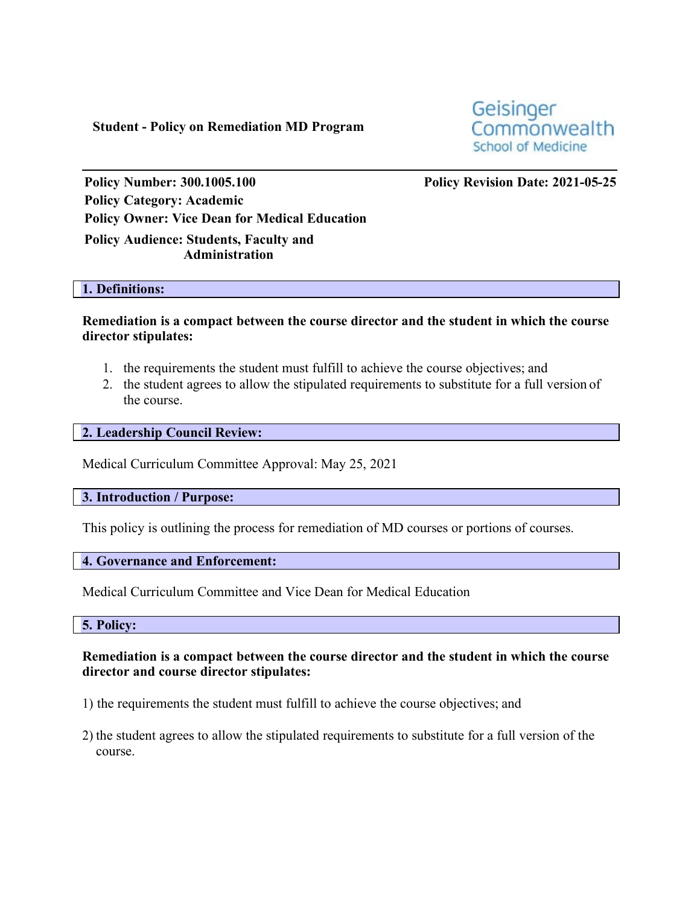**Student - Policy on Remediation MD Program**

Geisinger Commonwealth School of Medicine

---

**Policy Number: 300.1005.100** **Policy Revision Date: 2021-05-25**
**Policy Category: Academic**
**Policy Owner: Vice Dean for Medical Education**
**Policy Audience: Students, Faculty and Administration**

## 1. Definitions:

**Remediation is a compact between the course director and the student in which the course director stipulates:**

1. the requirements the student must fulfill to achieve the course objectives; and
2. the student agrees to allow the stipulated requirements to substitute for a full version of the course.

## 2. Leadership Council Review:

Medical Curriculum Committee Approval: May 25, 2021

## 3. Introduction / Purpose:

This policy is outlining the process for remediation of MD courses or portions of courses.

## 4. Governance and Enforcement:

Medical Curriculum Committee and Vice Dean for Medical Education

## 5. Policy:

**Remediation is a compact between the course director and the student in which the course director and course director stipulates:**

1) the requirements the student must fulfill to achieve the course objectives; and

2) the student agrees to allow the stipulated requirements to substitute for a full version of the course.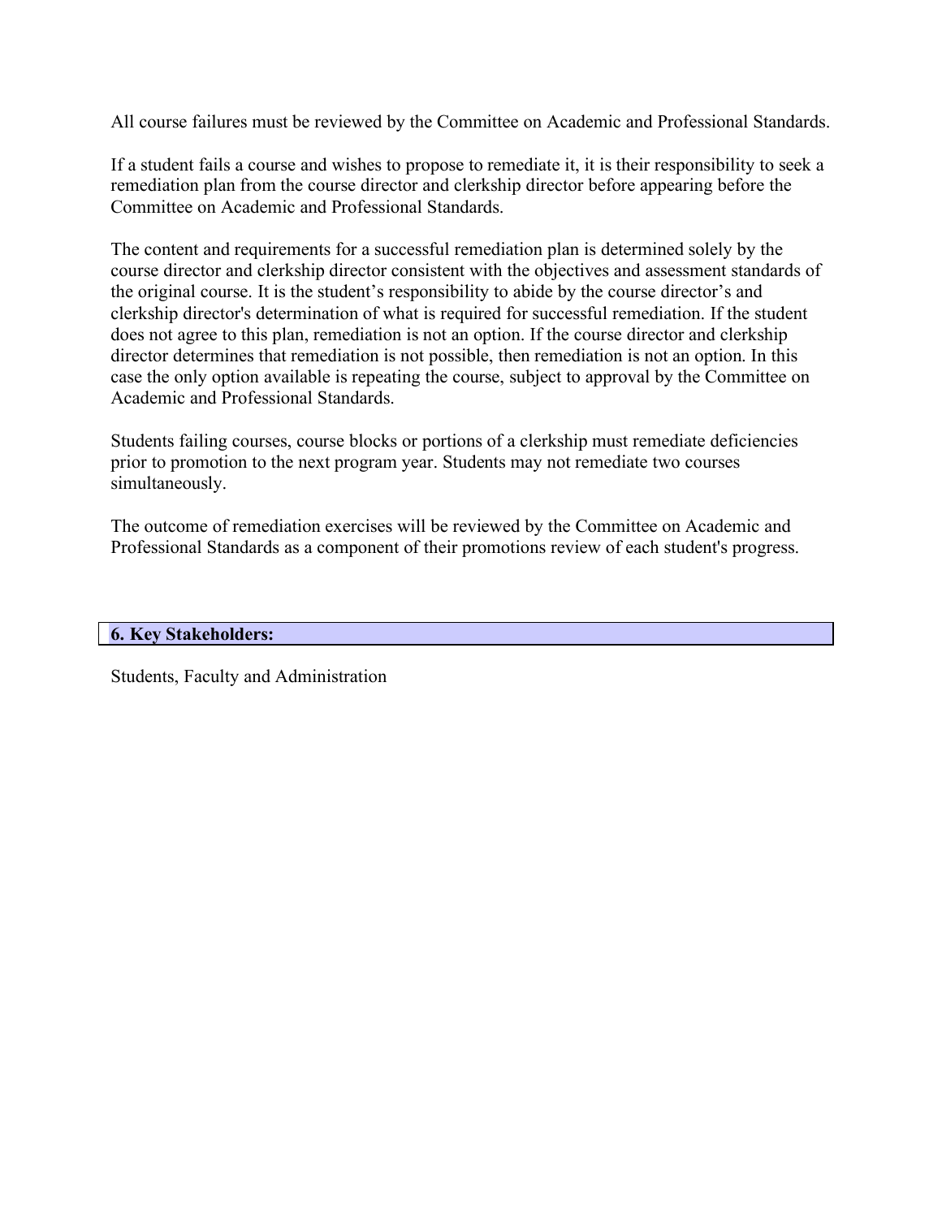All course failures must be reviewed by the Committee on Academic and Professional Standards.

If a student fails a course and wishes to propose to remediate it, it is their responsibility to seek a remediation plan from the course director and clerkship director before appearing before the Committee on Academic and Professional Standards.

The content and requirements for a successful remediation plan is determined solely by the course director and clerkship director consistent with the objectives and assessment standards of the original course. It is the student's responsibility to abide by the course director's and clerkship director's determination of what is required for successful remediation. If the student does not agree to this plan, remediation is not an option. If the course director and clerkship director determines that remediation is not possible, then remediation is not an option. In this case the only option available is repeating the course, subject to approval by the Committee on Academic and Professional Standards.

Students failing courses, course blocks or portions of a clerkship must remediate deficiencies prior to promotion to the next program year. Students may not remediate two courses simultaneously.

The outcome of remediation exercises will be reviewed by the Committee on Academic and Professional Standards as a component of their promotions review of each student's progress.

## 6. Key Stakeholders:

Students, Faculty and Administration